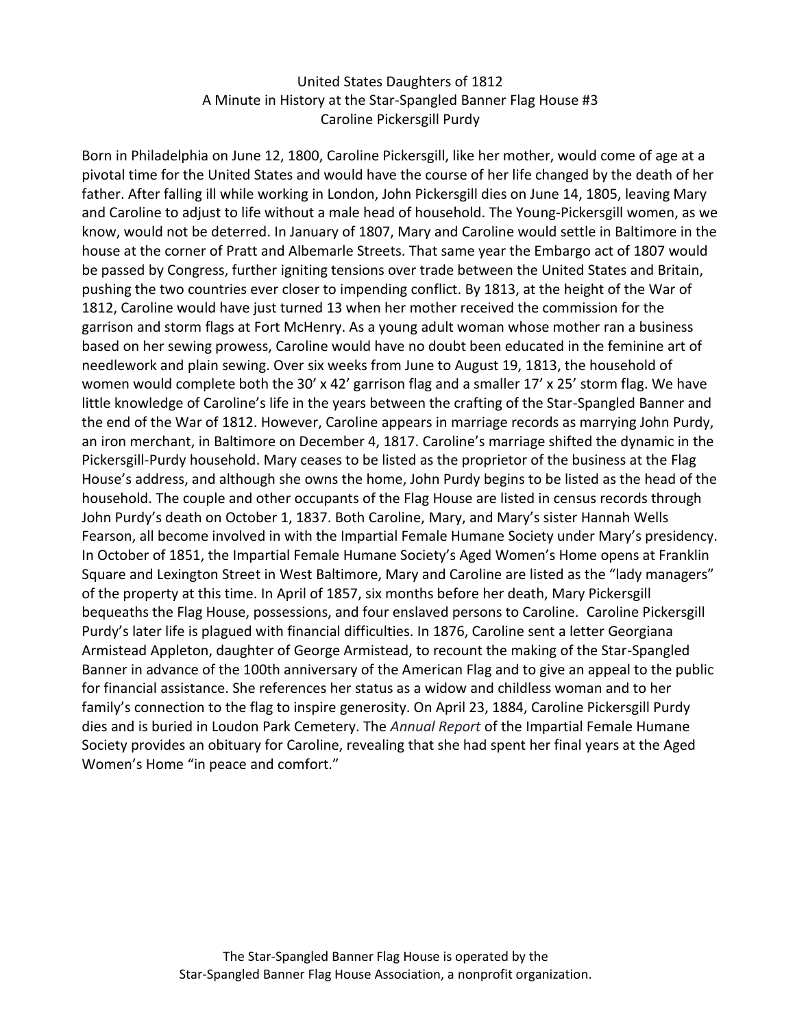# United States Daughters of 1812
## A Minute in History at the Star-Spangled Banner Flag House #3
## Caroline Pickersgill Purdy

Born in Philadelphia on June 12, 1800, Caroline Pickersgill, like her mother, would come of age at a pivotal time for the United States and would have the course of her life changed by the death of her father. After falling ill while working in London, John Pickersgill dies on June 14, 1805, leaving Mary and Caroline to adjust to life without a male head of household. The Young-Pickersgill women, as we know, would not be deterred. In January of 1807, Mary and Caroline would settle in Baltimore in the house at the corner of Pratt and Albemarle Streets. That same year the Embargo act of 1807 would be passed by Congress, further igniting tensions over trade between the United States and Britain, pushing the two countries ever closer to impending conflict. By 1813, at the height of the War of 1812, Caroline would have just turned 13 when her mother received the commission for the garrison and storm flags at Fort McHenry. As a young adult woman whose mother ran a business based on her sewing prowess, Caroline would have no doubt been educated in the feminine art of needlework and plain sewing. Over six weeks from June to August 19, 1813, the household of women would complete both the 30' x 42' garrison flag and a smaller 17' x 25' storm flag. We have little knowledge of Caroline's life in the years between the crafting of the Star-Spangled Banner and the end of the War of 1812. However, Caroline appears in marriage records as marrying John Purdy, an iron merchant, in Baltimore on December 4, 1817. Caroline's marriage shifted the dynamic in the Pickersgill-Purdy household. Mary ceases to be listed as the proprietor of the business at the Flag House's address, and although she owns the home, John Purdy begins to be listed as the head of the household. The couple and other occupants of the Flag House are listed in census records through John Purdy's death on October 1, 1837. Both Caroline, Mary, and Mary's sister Hannah Wells Fearson, all become involved in with the Impartial Female Humane Society under Mary's presidency. In October of 1851, the Impartial Female Humane Society's Aged Women's Home opens at Franklin Square and Lexington Street in West Baltimore, Mary and Caroline are listed as the "lady managers" of the property at this time. In April of 1857, six months before her death, Mary Pickersgill bequeaths the Flag House, possessions, and four enslaved persons to Caroline. Caroline Pickersgill Purdy's later life is plagued with financial difficulties. In 1876, Caroline sent a letter Georgiana Armistead Appleton, daughter of George Armistead, to recount the making of the Star-Spangled Banner in advance of the 100th anniversary of the American Flag and to give an appeal to the public for financial assistance. She references her status as a widow and childless woman and to her family's connection to the flag to inspire generosity. On April 23, 1884, Caroline Pickersgill Purdy dies and is buried in Loudon Park Cemetery. The *Annual Report* of the Impartial Female Humane Society provides an obituary for Caroline, revealing that she had spent her final years at the Aged Women's Home "in peace and comfort."

The Star-Spangled Banner Flag House is operated by the Star-Spangled Banner Flag House Association, a nonprofit organization.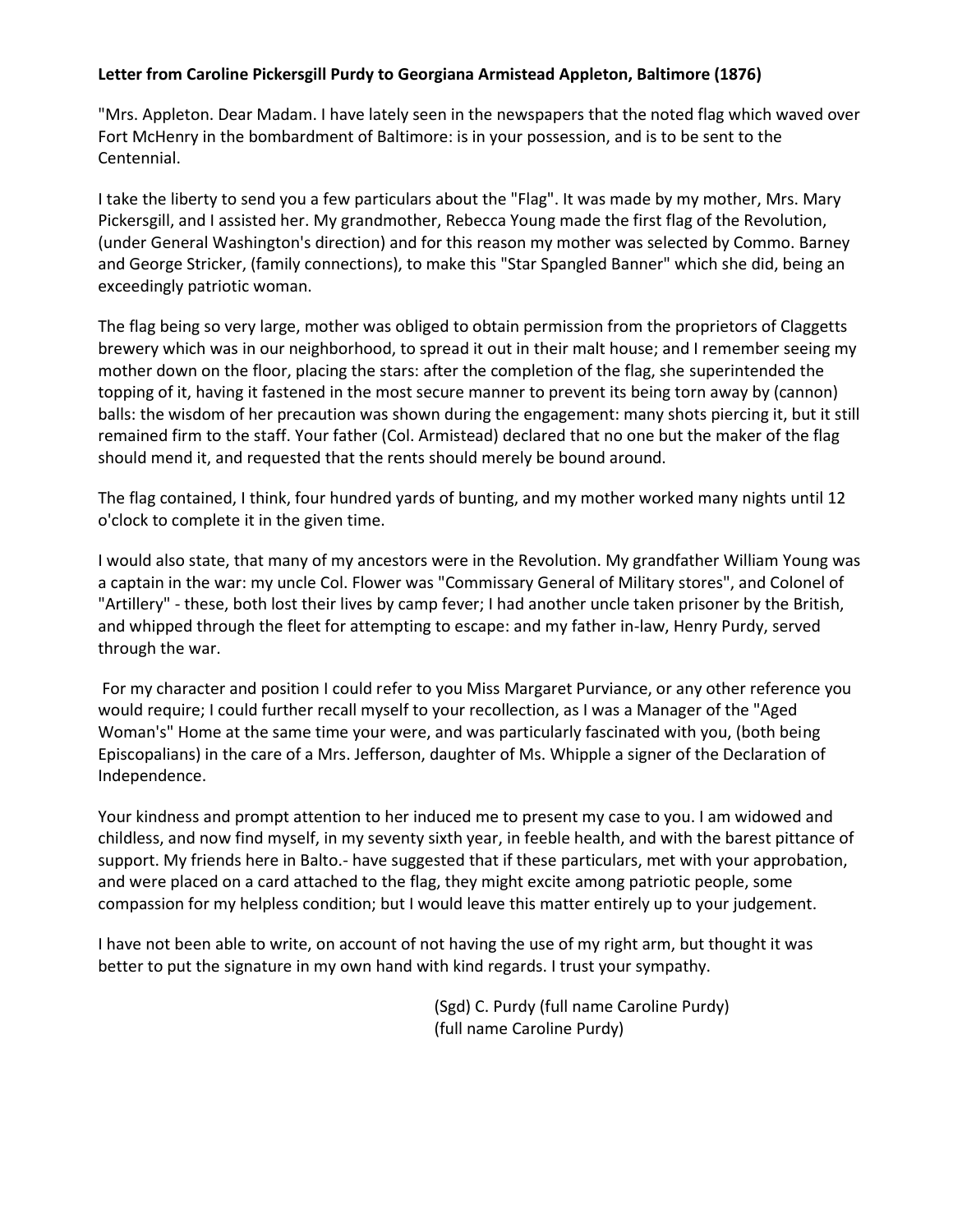**Letter from Caroline Pickersgill Purdy to Georgiana Armistead Appleton, Baltimore (1876)**

"Mrs. Appleton. Dear Madam. I have lately seen in the newspapers that the noted flag which waved over Fort McHenry in the bombardment of Baltimore: is in your possession, and is to be sent to the Centennial.

I take the liberty to send you a few particulars about the "Flag". It was made by my mother, Mrs. Mary Pickersgill, and I assisted her. My grandmother, Rebecca Young made the first flag of the Revolution, (under General Washington's direction) and for this reason my mother was selected by Commo. Barney and George Stricker, (family connections), to make this "Star Spangled Banner" which she did, being an exceedingly patriotic woman.

The flag being so very large, mother was obliged to obtain permission from the proprietors of Claggetts brewery which was in our neighborhood, to spread it out in their malt house; and I remember seeing my mother down on the floor, placing the stars: after the completion of the flag, she superintended the topping of it, having it fastened in the most secure manner to prevent its being torn away by (cannon) balls: the wisdom of her precaution was shown during the engagement: many shots piercing it, but it still remained firm to the staff. Your father (Col. Armistead) declared that no one but the maker of the flag should mend it, and requested that the rents should merely be bound around.

The flag contained, I think, four hundred yards of bunting, and my mother worked many nights until 12 o'clock to complete it in the given time.

I would also state, that many of my ancestors were in the Revolution. My grandfather William Young was a captain in the war: my uncle Col. Flower was "Commissary General of Military stores", and Colonel of "Artillery" - these, both lost their lives by camp fever; I had another uncle taken prisoner by the British, and whipped through the fleet for attempting to escape: and my father in-law, Henry Purdy, served through the war.

For my character and position I could refer to you Miss Margaret Purviance, or any other reference you would require; I could further recall myself to your recollection, as I was a Manager of the "Aged Woman's" Home at the same time your were, and was particularly fascinated with you, (both being Episcopalians) in the care of a Mrs. Jefferson, daughter of Ms. Whipple a signer of the Declaration of Independence.

Your kindness and prompt attention to her induced me to present my case to you. I am widowed and childless, and now find myself, in my seventy sixth year, in feeble health, and with the barest pittance of support. My friends here in Balto.- have suggested that if these particulars, met with your approbation, and were placed on a card attached to the flag, they might excite among patriotic people, some compassion for my helpless condition; but I would leave this matter entirely up to your judgement.

I have not been able to write, on account of not having the use of my right arm, but thought it was better to put the signature in my own hand with kind regards. I trust your sympathy.

(Sgd) C. Purdy (full name Caroline Purdy)
(full name Caroline Purdy)